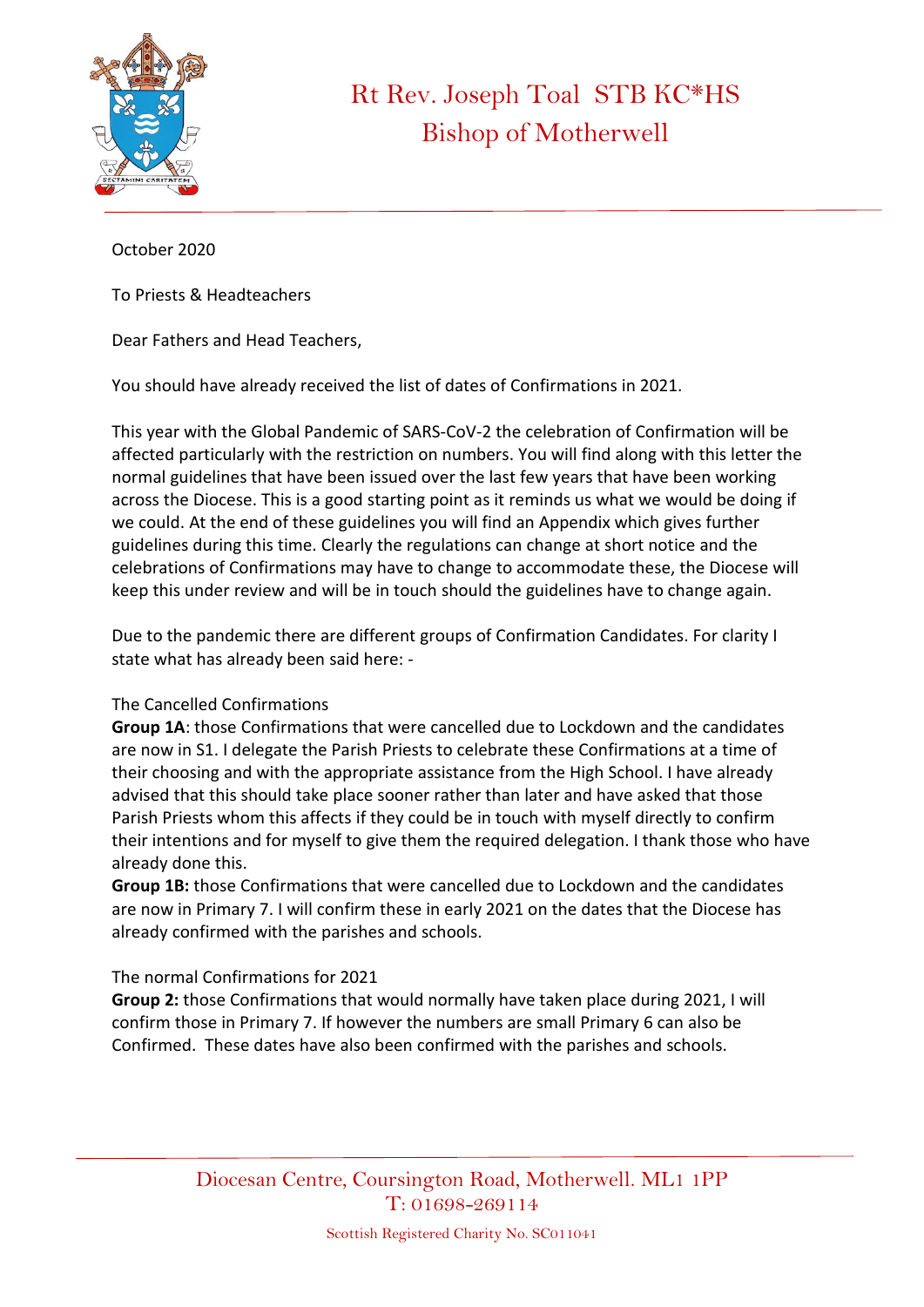# Rt Rev. Joseph Toal STB KC*HS
## Bishop of Motherwell

October 2020

To Priests & Headteachers

Dear Fathers and Head Teachers,

You should have already received the list of dates of Confirmations in 2021.

This year with the Global Pandemic of SARS-CoV-2 the celebration of Confirmation will be affected particularly with the restriction on numbers. You will find along with this letter the normal guidelines that have been issued over the last few years that have been working across the Diocese. This is a good starting point as it reminds us what we would be doing if we could. At the end of these guidelines you will find an Appendix which gives further guidelines during this time. Clearly the regulations can change at short notice and the celebrations of Confirmations may have to change to accommodate these, the Diocese will keep this under review and will be in touch should the guidelines have to change again.

Due to the pandemic there are different groups of Confirmation Candidates. For clarity I state what has already been said here: -

The Cancelled Confirmations

**Group 1A**: those Confirmations that were cancelled due to Lockdown and the candidates are now in S1. I delegate the Parish Priests to celebrate these Confirmations at a time of their choosing and with the appropriate assistance from the High School. I have already advised that this should take place sooner rather than later and have asked that those Parish Priests whom this affects if they could be in touch with myself directly to confirm their intentions and for myself to give them the required delegation. I thank those who have already done this.

**Group 1B:** those Confirmations that were cancelled due to Lockdown and the candidates are now in Primary 7. I will confirm these in early 2021 on the dates that the Diocese has already confirmed with the parishes and schools.

The normal Confirmations for 2021

**Group 2:** those Confirmations that would normally have taken place during 2021, I will confirm those in Primary 7. If however the numbers are small Primary 6 can also be Confirmed. These dates have also been confirmed with the parishes and schools.

Diocesan Centre, Coursington Road, Motherwell. ML1 1PP
T: 01698-269114
Scottish Registered Charity No. SC011041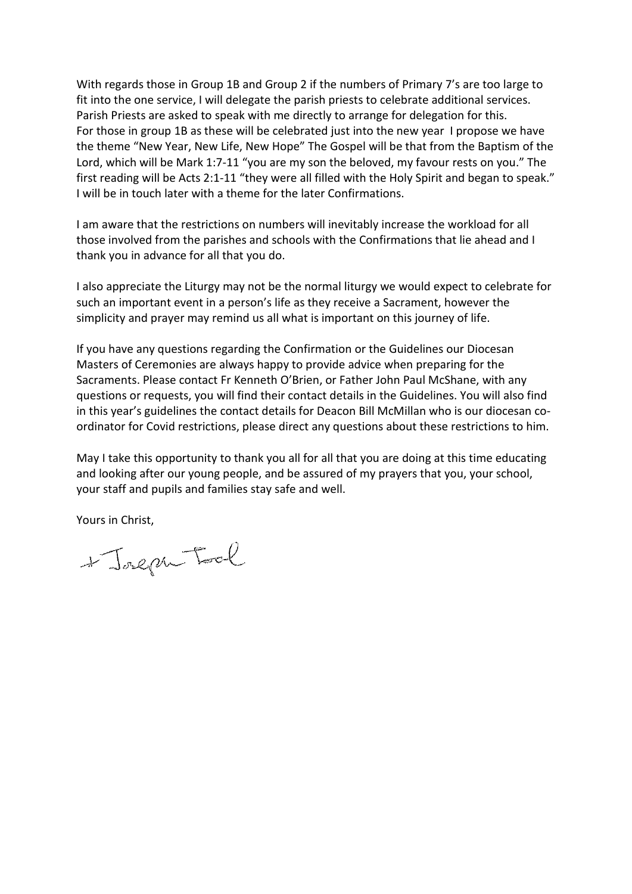With regards those in Group 1B and Group 2 if the numbers of Primary 7's are too large to fit into the one service, I will delegate the parish priests to celebrate additional services. Parish Priests are asked to speak with me directly to arrange for delegation for this. For those in group 1B as these will be celebrated just into the new year I propose we have the theme "New Year, New Life, New Hope" The Gospel will be that from the Baptism of the Lord, which will be Mark 1:7-11 "you are my son the beloved, my favour rests on you." The first reading will be Acts 2:1-11 "they were all filled with the Holy Spirit and began to speak." I will be in touch later with a theme for the later Confirmations.

I am aware that the restrictions on numbers will inevitably increase the workload for all those involved from the parishes and schools with the Confirmations that lie ahead and I thank you in advance for all that you do.

I also appreciate the Liturgy may not be the normal liturgy we would expect to celebrate for such an important event in a person's life as they receive a Sacrament, however the simplicity and prayer may remind us all what is important on this journey of life.

If you have any questions regarding the Confirmation or the Guidelines our Diocesan Masters of Ceremonies are always happy to provide advice when preparing for the Sacraments. Please contact Fr Kenneth O'Brien, or Father John Paul McShane, with any questions or requests, you will find their contact details in the Guidelines. You will also find in this year's guidelines the contact details for Deacon Bill McMillan who is our diocesan co-ordinator for Covid restrictions, please direct any questions about these restrictions to him.

May I take this opportunity to thank you all for all that you are doing at this time educating and looking after our young people, and be assured of my prayers that you, your school, your staff and pupils and families stay safe and well.

Yours in Christ,

+ Joseph Toal